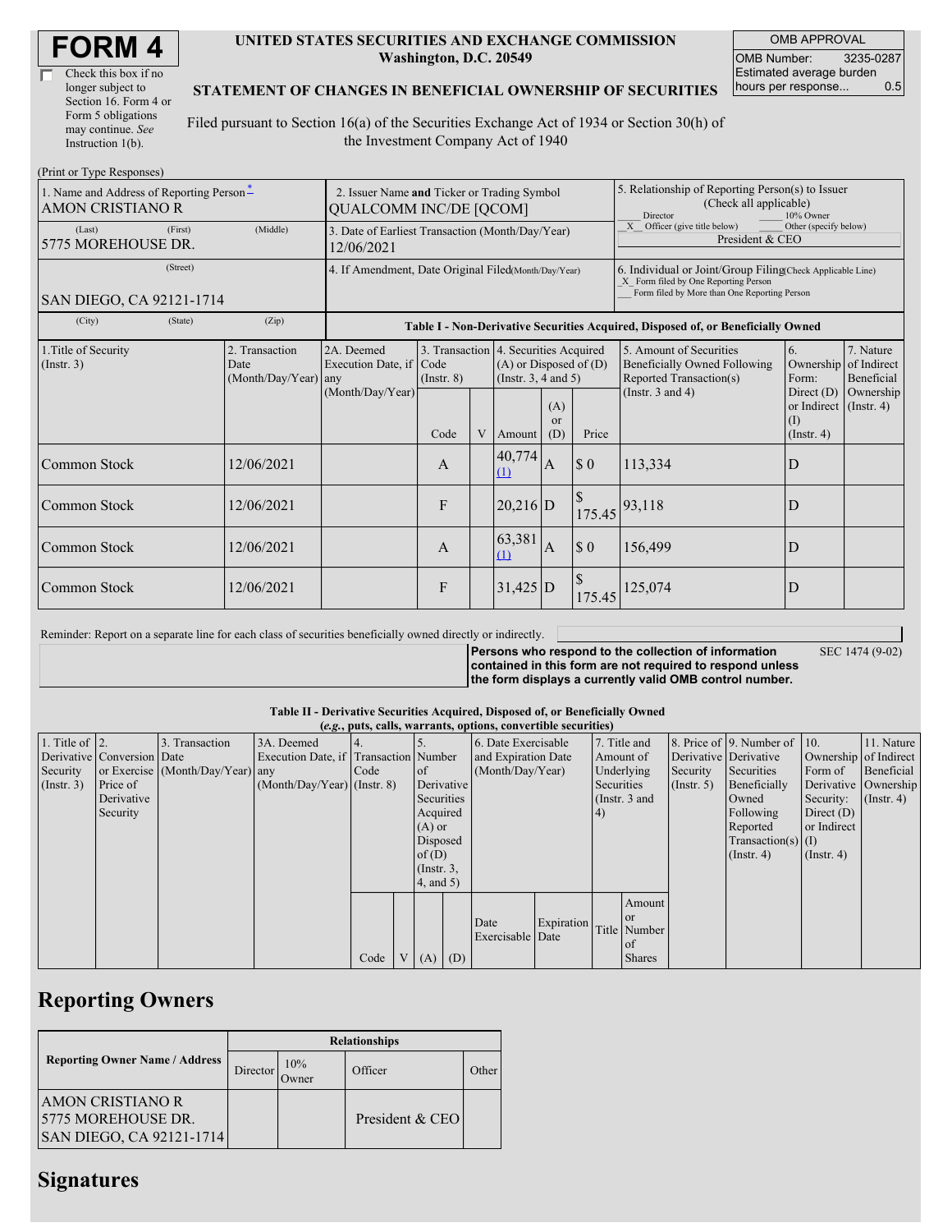# FORM 4

☐ Check this box if no longer subject to Section 16. Form 4 or Form 5 obligations may continue. *See* Instruction 1(b).

**UNITED STATES SECURITIES AND EXCHANGE COMMISSION**
**Washington, D.C. 20549**

**STATEMENT OF CHANGES IN BENEFICIAL OWNERSHIP OF SECURITIES**

Filed pursuant to Section 16(a) of the Securities Exchange Act of 1934 or Section 30(h) of the Investment Company Act of 1940

| OMB APPROVAL | |
|---|---|
| OMB Number: | 3235-0287 |
| Estimated average burden hours per response... | 0.5 |

(Print or Type Responses)

| 1. Name and Address of Reporting Person* | 2. Issuer Name and Ticker or Trading Symbol | 5. Relationship of Reporting Person(s) to Issuer (Check all applicable) |
|---|---|---|
| AMON CRISTIANO R | QUALCOMM INC/DE [QCOM] | ___ Director ___ 10% Owner |
| (Last) (First) (Middle) 5775 MOREHOUSE DR. | 3. Date of Earliest Transaction (Month/Day/Year) 12/06/2021 | _X_ Officer (give title below) ___ Other (specify below) President & CEO |
| (Street) SAN DIEGO, CA 92121-1714 | 4. If Amendment, Date Original Filed (Month/Day/Year) | 6. Individual or Joint/Group Filing (Check Applicable Line) _X_ Form filed by One Reporting Person ___ Form filed by More than One Reporting Person |
| (City) (State) (Zip) | | |

**Table I - Non-Derivative Securities Acquired, Disposed of, or Beneficially Owned**

| 1.Title of Security (Instr. 3) | 2. Transaction Date (Month/Day/Year) | 2A. Deemed Execution Date, if any (Month/Day/Year) | 3. Transaction Code (Instr. 8) | | 4. Securities Acquired (A) or Disposed of (D) (Instr. 3, 4 and 5) | | | 5. Amount of Securities Beneficially Owned Following Reported Transaction(s) (Instr. 3 and 4) | 6. Ownership Form: Direct (D) or Indirect (I) (Instr. 4) | 7. Nature of Indirect Beneficial Ownership (Instr. 4) |
|---|---|---|---|---|---|---|---|---|---|---|
| | | | Code | V | Amount | (A) or (D) | Price | | | |
| Common Stock | 12/06/2021 | | A | | 40,774 (1) | A | $ 0 | 113,334 | D | |
| Common Stock | 12/06/2021 | | F | | 20,216 | D | $ 175.45 | 93,118 | D | |
| Common Stock | 12/06/2021 | | A | | 63,381 (1) | A | $ 0 | 156,499 | D | |
| Common Stock | 12/06/2021 | | F | | 31,425 | D | $ 175.45 | 125,074 | D | |

Reminder: Report on a separate line for each class of securities beneficially owned directly or indirectly.

**Persons who respond to the collection of information contained in this form are not required to respond unless the form displays a currently valid OMB control number.** SEC 1474 (9-02)

**Table II - Derivative Securities Acquired, Disposed of, or Beneficially Owned**
**(*e.g.*, puts, calls, warrants, options, convertible securities)**

| 1. Title of Derivative Security (Instr. 3) | 2. Conversion or Exercise Price of Derivative Security | 3. Transaction Date (Month/Day/Year) | 3A. Deemed Execution Date, if any (Month/Day/Year) | 4. Transaction Code (Instr. 8) | | 5. Number of Derivative Securities Acquired (A) or Disposed of (D) (Instr. 3, 4, and 5) | | 6. Date Exercisable and Expiration Date (Month/Day/Year) | | 7. Title and Amount of Underlying Securities (Instr. 3 and 4) | | 8. Price of Derivative Security (Instr. 5) | 9. Number of Derivative Securities Beneficially Owned Following Reported Transaction(s) (Instr. 4) | 10. Ownership Form of Derivative Security: Direct (D) or Indirect (I) (Instr. 4) | 11. Nature of Indirect Beneficial Ownership (Instr. 4) |
|---|---|---|---|---|---|---|---|---|---|---|---|---|---|---|---|
| | | | | Code | V | (A) | (D) | Date Exercisable | Expiration Date | Title | Amount or Number of Shares | | | | |

## Reporting Owners

| Reporting Owner Name / Address | Relationships | | | |
|---|---|---|---|---|
| | Director | 10% Owner | Officer | Other |
| AMON CRISTIANO R 5775 MOREHOUSE DR. SAN DIEGO, CA 92121-1714 | | | President & CEO | |

## Signatures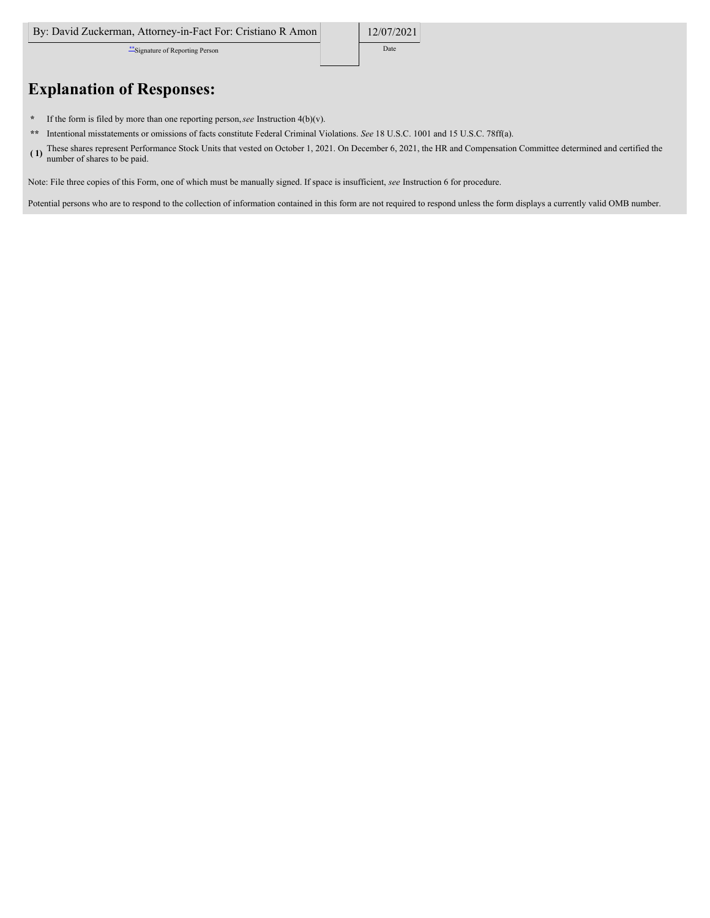| By: David Zuckerman, Attorney-in-Fact For: Cristiano R Amon | | 12/07/2021 |
| --- | --- | --- |
| **Signature of Reporting Person | | Date |

## Explanation of Responses:

\* If the form is filed by more than one reporting person, *see* Instruction 4(b)(v).

\*\* Intentional misstatements or omissions of facts constitute Federal Criminal Violations. *See* 18 U.S.C. 1001 and 15 U.S.C. 78ff(a).

(1) These shares represent Performance Stock Units that vested on October 1, 2021. On December 6, 2021, the HR and Compensation Committee determined and certified the number of shares to be paid.

Note: File three copies of this Form, one of which must be manually signed. If space is insufficient, *see* Instruction 6 for procedure.

Potential persons who are to respond to the collection of information contained in this form are not required to respond unless the form displays a currently valid OMB number.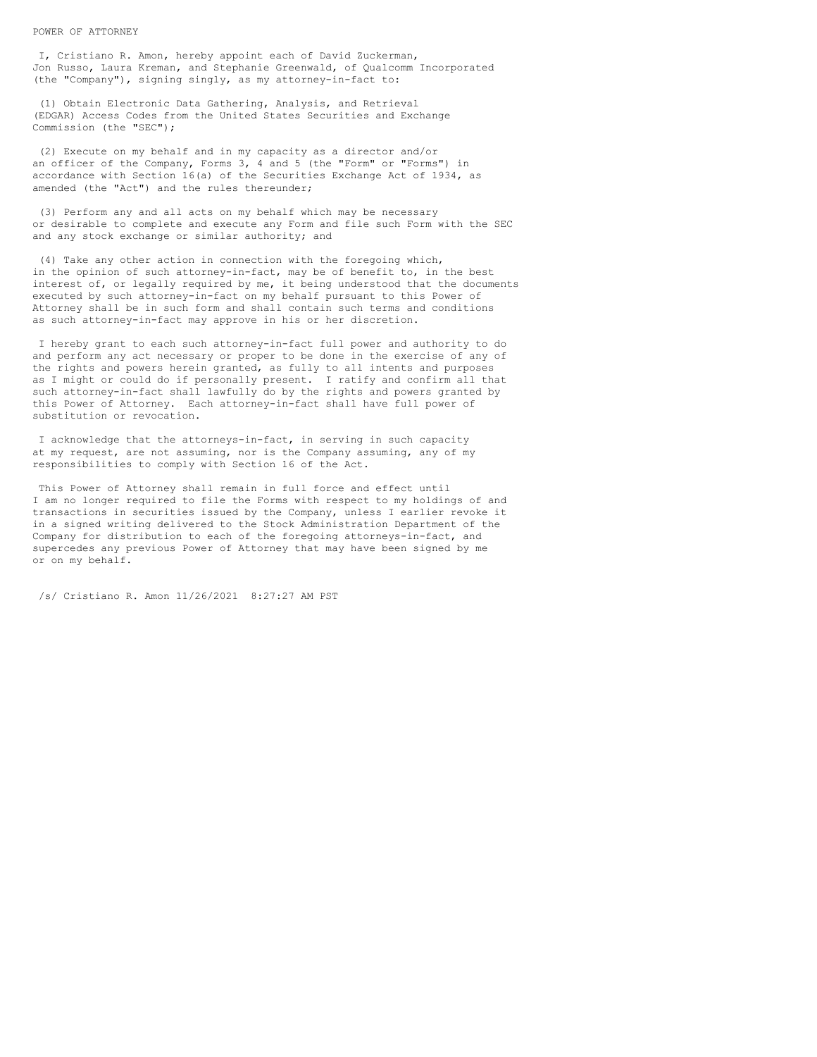# POWER OF ATTORNEY

I, Cristiano R. Amon, hereby appoint each of David Zuckerman, Jon Russo, Laura Kreman, and Stephanie Greenwald, of Qualcomm Incorporated (the "Company"), signing singly, as my attorney-in-fact to:

(1) Obtain Electronic Data Gathering, Analysis, and Retrieval (EDGAR) Access Codes from the United States Securities and Exchange Commission (the "SEC");

(2) Execute on my behalf and in my capacity as a director and/or an officer of the Company, Forms 3, 4 and 5 (the "Form" or "Forms") in accordance with Section 16(a) of the Securities Exchange Act of 1934, as amended (the "Act") and the rules thereunder;

(3) Perform any and all acts on my behalf which may be necessary or desirable to complete and execute any Form and file such Form with the SEC and any stock exchange or similar authority; and

(4) Take any other action in connection with the foregoing which, in the opinion of such attorney-in-fact, may be of benefit to, in the best interest of, or legally required by me, it being understood that the documents executed by such attorney-in-fact on my behalf pursuant to this Power of Attorney shall be in such form and shall contain such terms and conditions as such attorney-in-fact may approve in his or her discretion.

I hereby grant to each such attorney-in-fact full power and authority to do and perform any act necessary or proper to be done in the exercise of any of the rights and powers herein granted, as fully to all intents and purposes as I might or could do if personally present. I ratify and confirm all that such attorney-in-fact shall lawfully do by the rights and powers granted by this Power of Attorney. Each attorney-in-fact shall have full power of substitution or revocation.

I acknowledge that the attorneys-in-fact, in serving in such capacity at my request, are not assuming, nor is the Company assuming, any of my responsibilities to comply with Section 16 of the Act.

This Power of Attorney shall remain in full force and effect until I am no longer required to file the Forms with respect to my holdings of and transactions in securities issued by the Company, unless I earlier revoke it in a signed writing delivered to the Stock Administration Department of the Company for distribution to each of the foregoing attorneys-in-fact, and supercedes any previous Power of Attorney that may have been signed by me or on my behalf.

/s/ Cristiano R. Amon 11/26/2021 8:27:27 AM PST